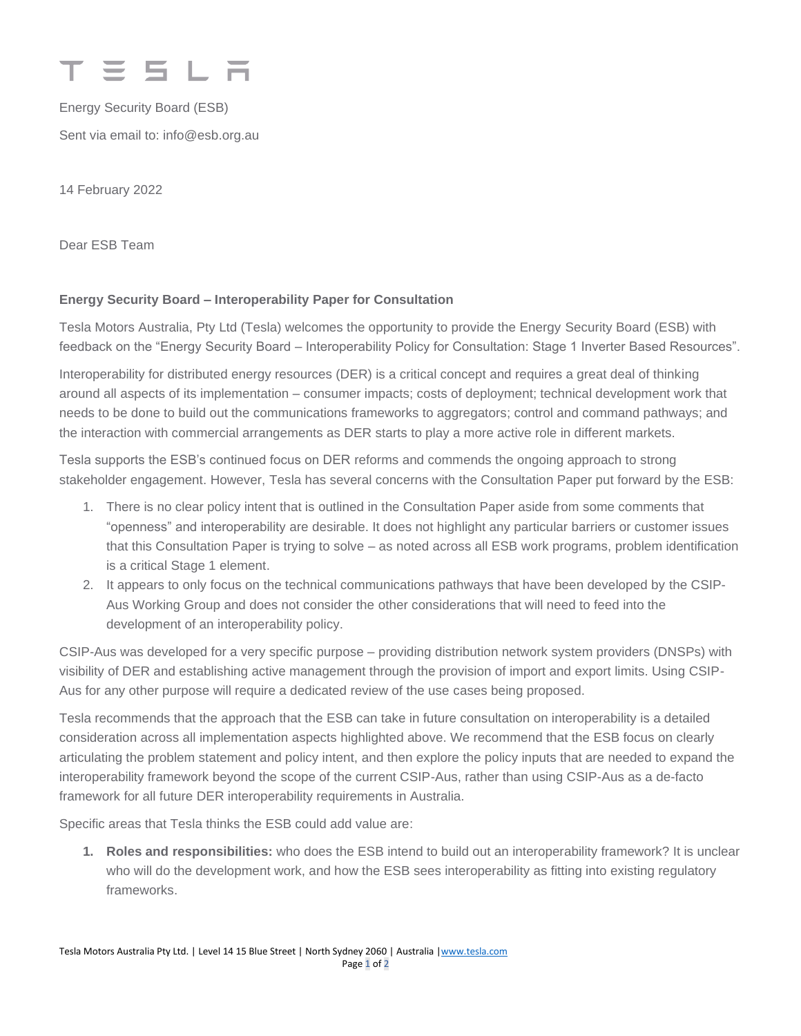TESLA

Energy Security Board (ESB)

Sent via email to: info@esb.org.au

14 February 2022

Dear ESB Team

**Energy Security Board – Interoperability Paper for Consultation**

Tesla Motors Australia, Pty Ltd (Tesla) welcomes the opportunity to provide the Energy Security Board (ESB) with feedback on the "Energy Security Board – Interoperability Policy for Consultation: Stage 1 Inverter Based Resources".

Interoperability for distributed energy resources (DER) is a critical concept and requires a great deal of thinking around all aspects of its implementation – consumer impacts; costs of deployment; technical development work that needs to be done to build out the communications frameworks to aggregators; control and command pathways; and the interaction with commercial arrangements as DER starts to play a more active role in different markets.

Tesla supports the ESB's continued focus on DER reforms and commends the ongoing approach to strong stakeholder engagement. However, Tesla has several concerns with the Consultation Paper put forward by the ESB:

1. There is no clear policy intent that is outlined in the Consultation Paper aside from some comments that "openness" and interoperability are desirable. It does not highlight any particular barriers or customer issues that this Consultation Paper is trying to solve – as noted across all ESB work programs, problem identification is a critical Stage 1 element.
2. It appears to only focus on the technical communications pathways that have been developed by the CSIP-Aus Working Group and does not consider the other considerations that will need to feed into the development of an interoperability policy.

CSIP-Aus was developed for a very specific purpose – providing distribution network system providers (DNSPs) with visibility of DER and establishing active management through the provision of import and export limits. Using CSIP-Aus for any other purpose will require a dedicated review of the use cases being proposed.

Tesla recommends that the approach that the ESB can take in future consultation on interoperability is a detailed consideration across all implementation aspects highlighted above. We recommend that the ESB focus on clearly articulating the problem statement and policy intent, and then explore the policy inputs that are needed to expand the interoperability framework beyond the scope of the current CSIP-Aus, rather than using CSIP-Aus as a de-facto framework for all future DER interoperability requirements in Australia.

Specific areas that Tesla thinks the ESB could add value are:

1. **Roles and responsibilities:** who does the ESB intend to build out an interoperability framework? It is unclear who will do the development work, and how the ESB sees interoperability as fitting into existing regulatory frameworks.

Tesla Motors Australia Pty Ltd. | Level 14 15 Blue Street | North Sydney 2060 | Australia | www.tesla.com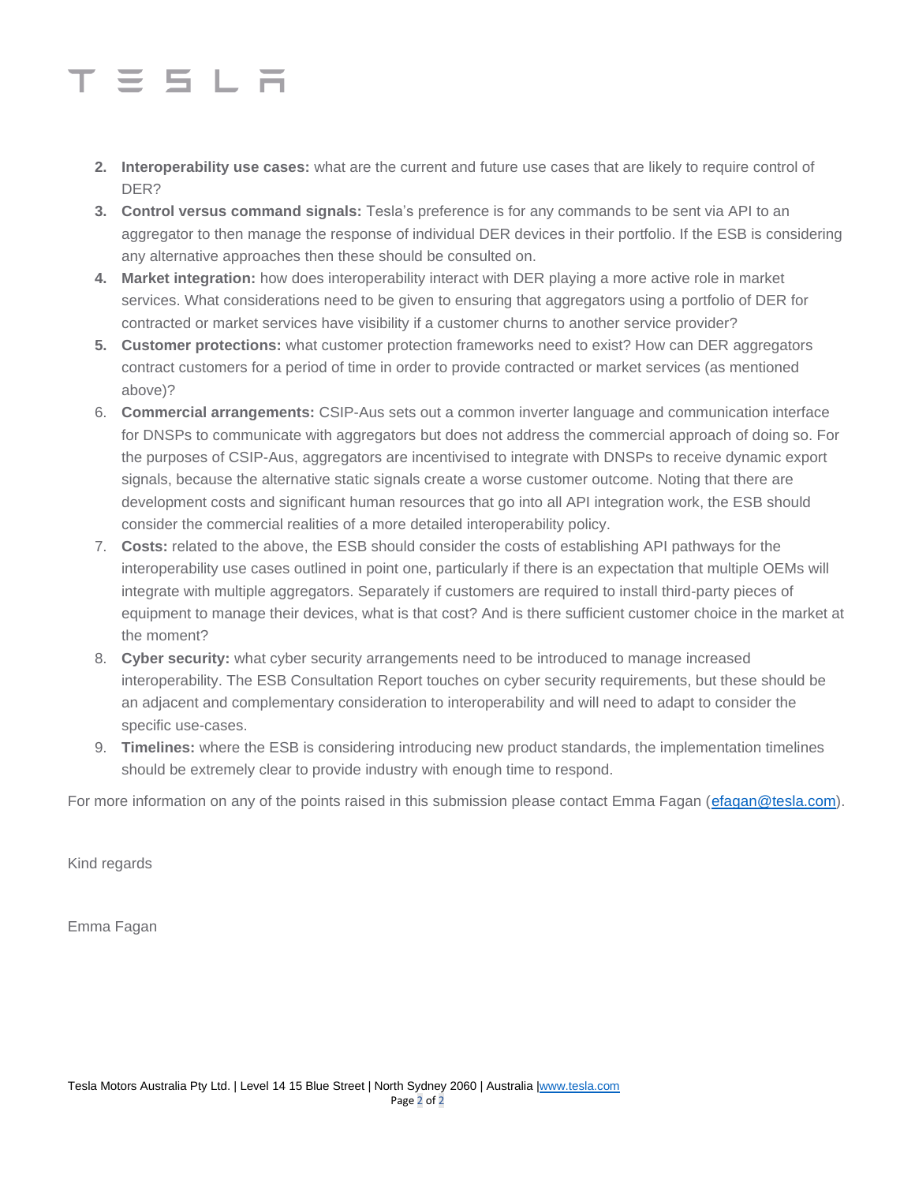2. **Interoperability use cases:** what are the current and future use cases that are likely to require control of DER?
3. **Control versus command signals:** Tesla's preference is for any commands to be sent via API to an aggregator to then manage the response of individual DER devices in their portfolio. If the ESB is considering any alternative approaches then these should be consulted on.
4. **Market integration:** how does interoperability interact with DER playing a more active role in market services. What considerations need to be given to ensuring that aggregators using a portfolio of DER for contracted or market services have visibility if a customer churns to another service provider?
5. **Customer protections:** what customer protection frameworks need to exist? How can DER aggregators contract customers for a period of time in order to provide contracted or market services (as mentioned above)?
6. **Commercial arrangements:** CSIP-Aus sets out a common inverter language and communication interface for DNSPs to communicate with aggregators but does not address the commercial approach of doing so. For the purposes of CSIP-Aus, aggregators are incentivised to integrate with DNSPs to receive dynamic export signals, because the alternative static signals create a worse customer outcome. Noting that there are development costs and significant human resources that go into all API integration work, the ESB should consider the commercial realities of a more detailed interoperability policy.
7. **Costs:** related to the above, the ESB should consider the costs of establishing API pathways for the interoperability use cases outlined in point one, particularly if there is an expectation that multiple OEMs will integrate with multiple aggregators. Separately if customers are required to install third-party pieces of equipment to manage their devices, what is that cost? And is there sufficient customer choice in the market at the moment?
8. **Cyber security:** what cyber security arrangements need to be introduced to manage increased interoperability. The ESB Consultation Report touches on cyber security requirements, but these should be an adjacent and complementary consideration to interoperability and will need to adapt to consider the specific use-cases.
9. **Timelines:** where the ESB is considering introducing new product standards, the implementation timelines should be extremely clear to provide industry with enough time to respond.

For more information on any of the points raised in this submission please contact Emma Fagan (efagan@tesla.com).

Kind regards

Emma Fagan